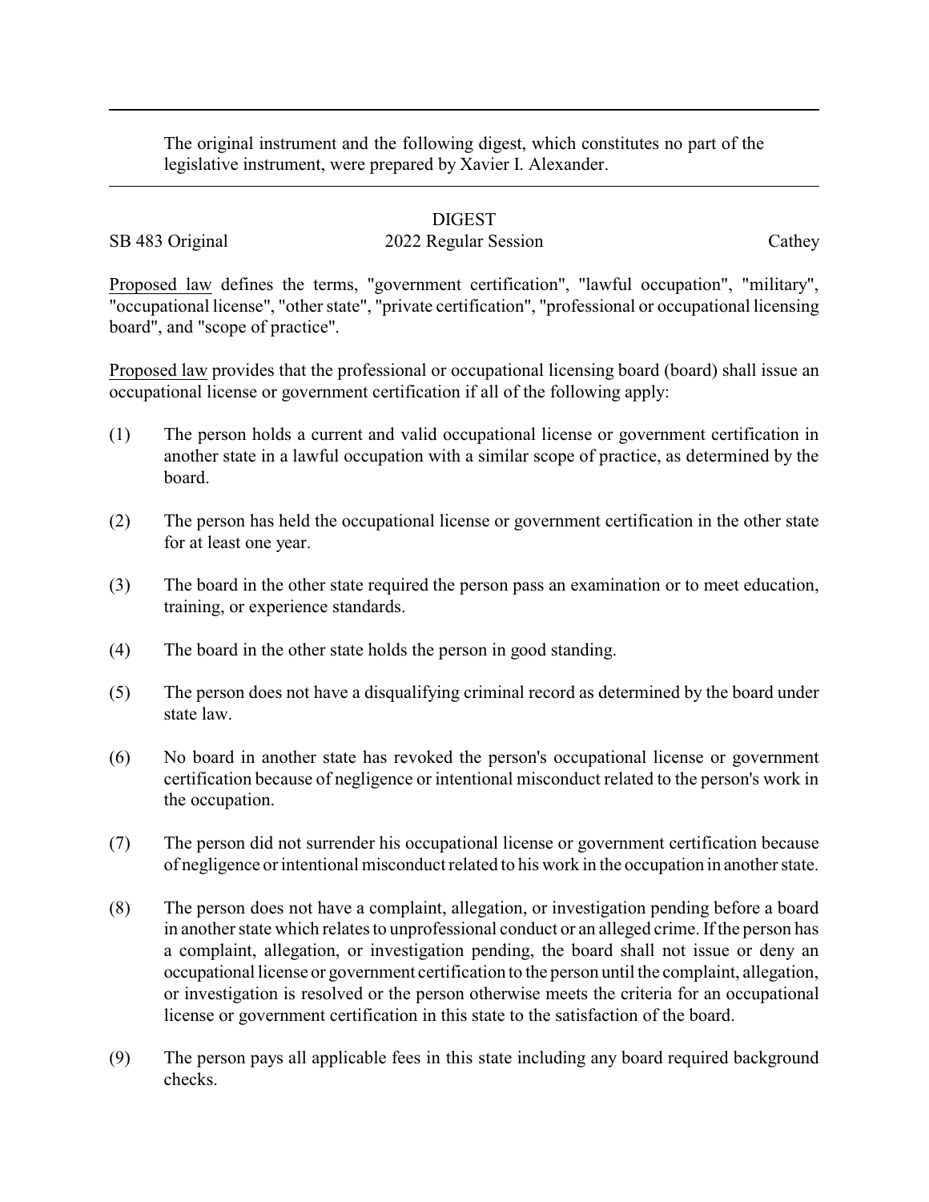The original instrument and the following digest, which constitutes no part of the legislative instrument, were prepared by Xavier I. Alexander.

---

DIGEST

SB 483 Original | 2022 Regular Session | Cathey

Proposed law defines the terms, "government certification", "lawful occupation", "military", "occupational license", "other state", "private certification", "professional or occupational licensing board", and "scope of practice".

Proposed law provides that the professional or occupational licensing board (board) shall issue an occupational license or government certification if all of the following apply:

(1) The person holds a current and valid occupational license or government certification in another state in a lawful occupation with a similar scope of practice, as determined by the board.

(2) The person has held the occupational license or government certification in the other state for at least one year.

(3) The board in the other state required the person pass an examination or to meet education, training, or experience standards.

(4) The board in the other state holds the person in good standing.

(5) The person does not have a disqualifying criminal record as determined by the board under state law.

(6) No board in another state has revoked the person's occupational license or government certification because of negligence or intentional misconduct related to the person's work in the occupation.

(7) The person did not surrender his occupational license or government certification because of negligence or intentional misconduct related to his work in the occupation in another state.

(8) The person does not have a complaint, allegation, or investigation pending before a board in another state which relates to unprofessional conduct or an alleged crime. If the person has a complaint, allegation, or investigation pending, the board shall not issue or deny an occupational license or government certification to the person until the complaint, allegation, or investigation is resolved or the person otherwise meets the criteria for an occupational license or government certification in this state to the satisfaction of the board.

(9) The person pays all applicable fees in this state including any board required background checks.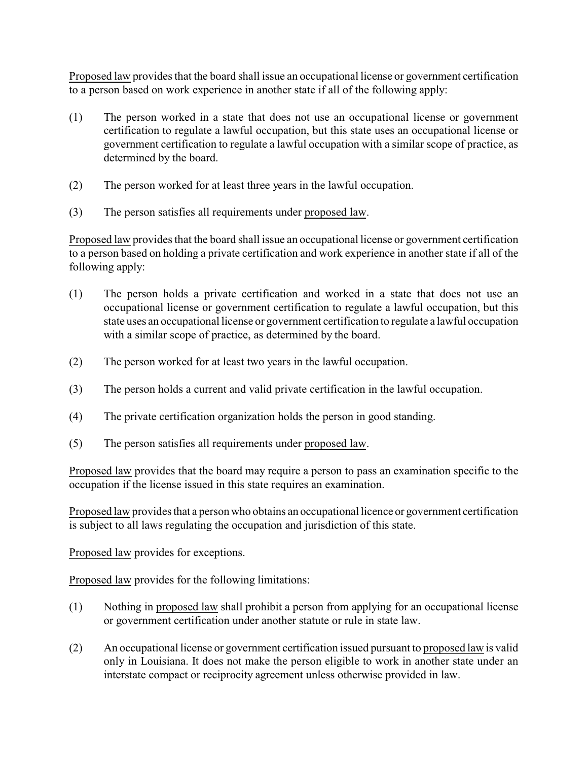Proposed law provides that the board shall issue an occupational license or government certification to a person based on work experience in another state if all of the following apply:

(1) The person worked in a state that does not use an occupational license or government certification to regulate a lawful occupation, but this state uses an occupational license or government certification to regulate a lawful occupation with a similar scope of practice, as determined by the board.

(2) The person worked for at least three years in the lawful occupation.

(3) The person satisfies all requirements under proposed law.

Proposed law provides that the board shall issue an occupational license or government certification to a person based on holding a private certification and work experience in another state if all of the following apply:

(1) The person holds a private certification and worked in a state that does not use an occupational license or government certification to regulate a lawful occupation, but this state uses an occupational license or government certification to regulate a lawful occupation with a similar scope of practice, as determined by the board.

(2) The person worked for at least two years in the lawful occupation.

(3) The person holds a current and valid private certification in the lawful occupation.

(4) The private certification organization holds the person in good standing.

(5) The person satisfies all requirements under proposed law.

Proposed law provides that the board may require a person to pass an examination specific to the occupation if the license issued in this state requires an examination.

Proposed law provides that a person who obtains an occupational licence or government certification is subject to all laws regulating the occupation and jurisdiction of this state.

Proposed law provides for exceptions.

Proposed law provides for the following limitations:

(1) Nothing in proposed law shall prohibit a person from applying for an occupational license or government certification under another statute or rule in state law.

(2) An occupational license or government certification issued pursuant to proposed law is valid only in Louisiana. It does not make the person eligible to work in another state under an interstate compact or reciprocity agreement unless otherwise provided in law.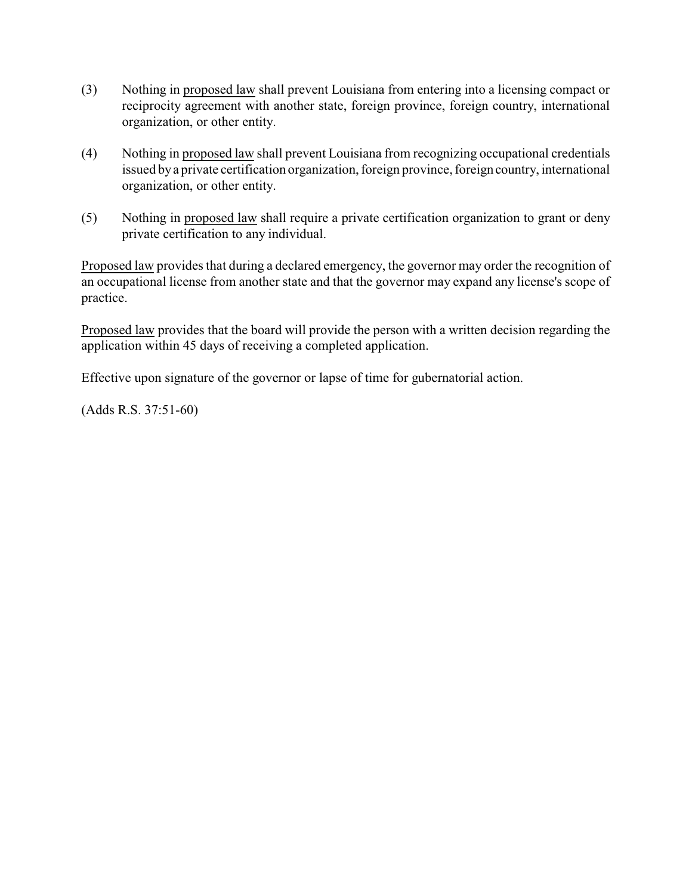(3) Nothing in proposed law shall prevent Louisiana from entering into a licensing compact or reciprocity agreement with another state, foreign province, foreign country, international organization, or other entity.

(4) Nothing in proposed law shall prevent Louisiana from recognizing occupational credentials issued by a private certification organization, foreign province, foreign country, international organization, or other entity.

(5) Nothing in proposed law shall require a private certification organization to grant or deny private certification to any individual.

Proposed law provides that during a declared emergency, the governor may order the recognition of an occupational license from another state and that the governor may expand any license's scope of practice.

Proposed law provides that the board will provide the person with a written decision regarding the application within 45 days of receiving a completed application.

Effective upon signature of the governor or lapse of time for gubernatorial action.

(Adds R.S. 37:51-60)